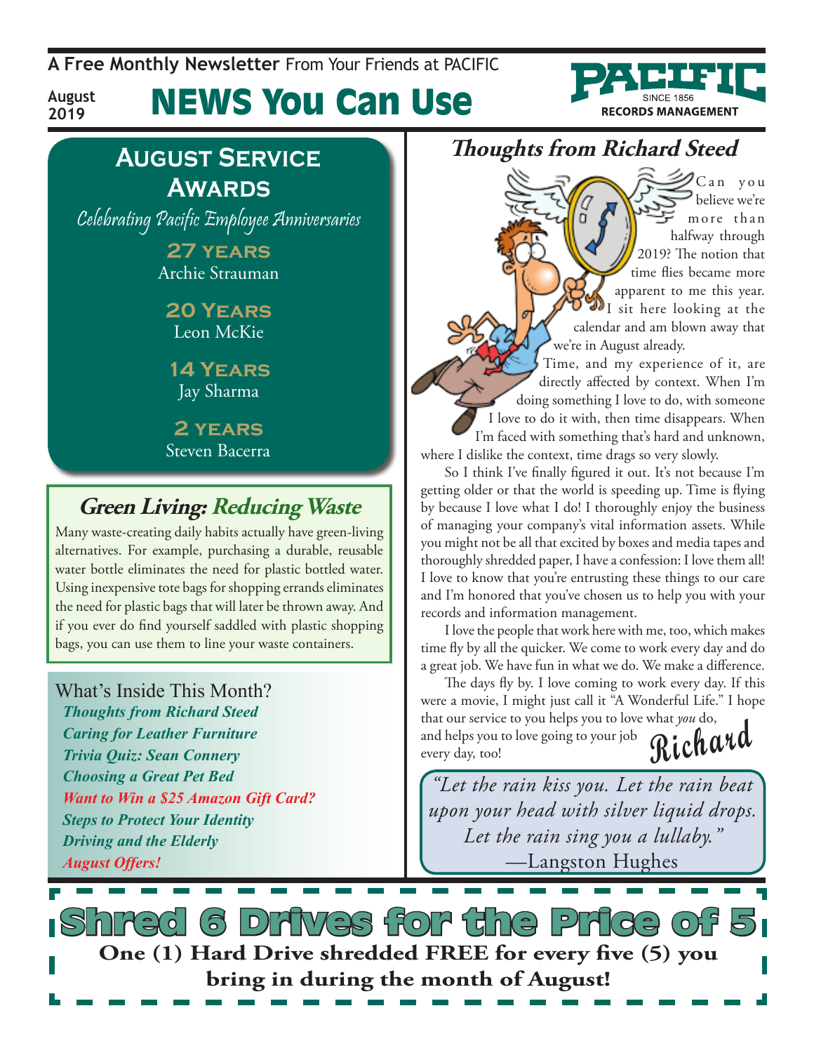A Free Monthly Newsletter From Your Friends at PACIFIC

August 2019

# NEWS You Can Use

PACIFIC SINCE 1856 RECORDS MANAGEMENT

## August Service Awards

*Celebrating Pacific Employee Anniversaries*

**27 YEARS**
Archie Strauman

**20 YEARS**
Leon McKie

**14 YEARS**
Jay Sharma

**2 YEARS**
Steven Bacerra

## Green Living: Reducing Waste

Many waste-creating daily habits actually have green-living alternatives. For example, purchasing a durable, reusable water bottle eliminates the need for plastic bottled water. Using inexpensive tote bags for shopping errands eliminates the need for plastic bags that will later be thrown away. And if you ever do find yourself saddled with plastic shopping bags, you can use them to line your waste containers.

## What's Inside This Month?

- *Thoughts from Richard Steed*
- *Caring for Leather Furniture*
- *Trivia Quiz: Sean Connery*
- *Choosing a Great Pet Bed*
- *Want to Win a $25 Amazon Gift Card?*
- *Steps to Protect Your Identity*
- *Driving and the Elderly*
- *August Offers!*

## Thoughts from Richard Steed

Can you believe we're more than halfway through 2019? The notion that time flies became more apparent to me this year. I sit here looking at the calendar and am blown away that we're in August already.

Time, and my experience of it, are directly affected by context. When I'm doing something I love to do, with someone I love to do it with, then time disappears. When I'm faced with something that's hard and unknown, where I dislike the context, time drags so very slowly.

So I think I've finally figured it out. It's not because I'm getting older or that the world is speeding up. Time is flying by because I love what I do! I thoroughly enjoy the business of managing your company's vital information assets. While you might not be all that excited by boxes and media tapes and thoroughly shredded paper, I have a confession: I love them all! I love to know that you're entrusting these things to our care and I'm honored that you've chosen us to help you with your records and information management.

I love the people that work here with me, too, which makes time fly by all the quicker. We come to work every day and do a great job. We have fun in what we do. We make a difference.

The days fly by. I love coming to work every day. If this were a movie, I might just call it "A Wonderful Life." I hope that our service to you helps you to love what *you* do, and helps you to love going to your job every day, too!

Richard

> *"Let the rain kiss you. Let the rain beat upon your head with silver liquid drops. Let the rain sing you a lullaby."*
> —Langston Hughes

## Shred 6 Drives for the Price of 5

**One (1) Hard Drive shredded FREE for every five (5) you bring in during the month of August!**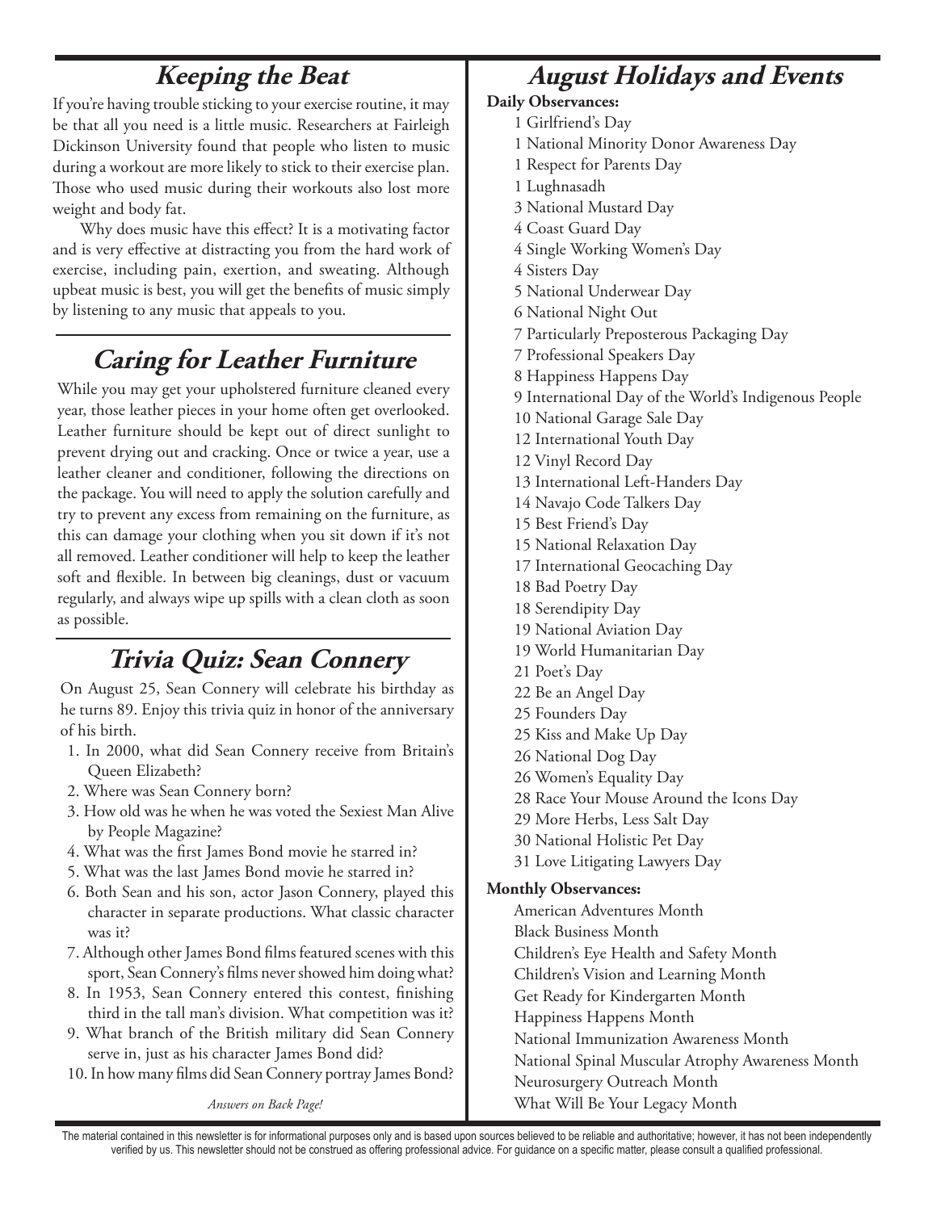## Keeping the Beat

If you're having trouble sticking to your exercise routine, it may be that all you need is a little music. Researchers at Fairleigh Dickinson University found that people who listen to music during a workout are more likely to stick to their exercise plan. Those who used music during their workouts also lost more weight and body fat.

Why does music have this effect? It is a motivating factor and is very effective at distracting you from the hard work of exercise, including pain, exertion, and sweating. Although upbeat music is best, you will get the benefits of music simply by listening to any music that appeals to you.

## Caring for Leather Furniture

While you may get your upholstered furniture cleaned every year, those leather pieces in your home often get overlooked. Leather furniture should be kept out of direct sunlight to prevent drying out and cracking. Once or twice a year, use a leather cleaner and conditioner, following the directions on the package. You will need to apply the solution carefully and try to prevent any excess from remaining on the furniture, as this can damage your clothing when you sit down if it's not all removed. Leather conditioner will help to keep the leather soft and flexible. In between big cleanings, dust or vacuum regularly, and always wipe up spills with a clean cloth as soon as possible.

## Trivia Quiz: Sean Connery

On August 25, Sean Connery will celebrate his birthday as he turns 89. Enjoy this trivia quiz in honor of the anniversary of his birth.

1. In 2000, what did Sean Connery receive from Britain's Queen Elizabeth?
2. Where was Sean Connery born?
3. How old was he when he was voted the Sexiest Man Alive by People Magazine?
4. What was the first James Bond movie he starred in?
5. What was the last James Bond movie he starred in?
6. Both Sean and his son, actor Jason Connery, played this character in separate productions. What classic character was it?
7. Although other James Bond films featured scenes with this sport, Sean Connery's films never showed him doing what?
8. In 1953, Sean Connery entered this contest, finishing third in the tall man's division. What competition was it?
9. What branch of the British military did Sean Connery serve in, just as his character James Bond did?
10. In how many films did Sean Connery portray James Bond?

*Answers on Back Page!*

## August Holidays and Events

**Daily Observances:**

1 Girlfriend's Day
1 National Minority Donor Awareness Day
1 Respect for Parents Day
1 Lughnasadh
3 National Mustard Day
4 Coast Guard Day
4 Single Working Women's Day
4 Sisters Day
5 National Underwear Day
6 National Night Out
7 Particularly Preposterous Packaging Day
7 Professional Speakers Day
8 Happiness Happens Day
9 International Day of the World's Indigenous People
10 National Garage Sale Day
12 International Youth Day
12 Vinyl Record Day
13 International Left-Handers Day
14 Navajo Code Talkers Day
15 Best Friend's Day
15 National Relaxation Day
17 International Geocaching Day
18 Bad Poetry Day
18 Serendipity Day
19 National Aviation Day
19 World Humanitarian Day
21 Poet's Day
22 Be an Angel Day
25 Founders Day
25 Kiss and Make Up Day
26 National Dog Day
26 Women's Equality Day
28 Race Your Mouse Around the Icons Day
29 More Herbs, Less Salt Day
30 National Holistic Pet Day
31 Love Litigating Lawyers Day

**Monthly Observances:**

American Adventures Month
Black Business Month
Children's Eye Health and Safety Month
Children's Vision and Learning Month
Get Ready for Kindergarten Month
Happiness Happens Month
National Immunization Awareness Month
National Spinal Muscular Atrophy Awareness Month
Neurosurgery Outreach Month
What Will Be Your Legacy Month

The material contained in this newsletter is for informational purposes only and is based upon sources believed to be reliable and authoritative; however, it has not been independently verified by us. This newsletter should not be construed as offering professional advice. For guidance on a specific matter, please consult a qualified professional.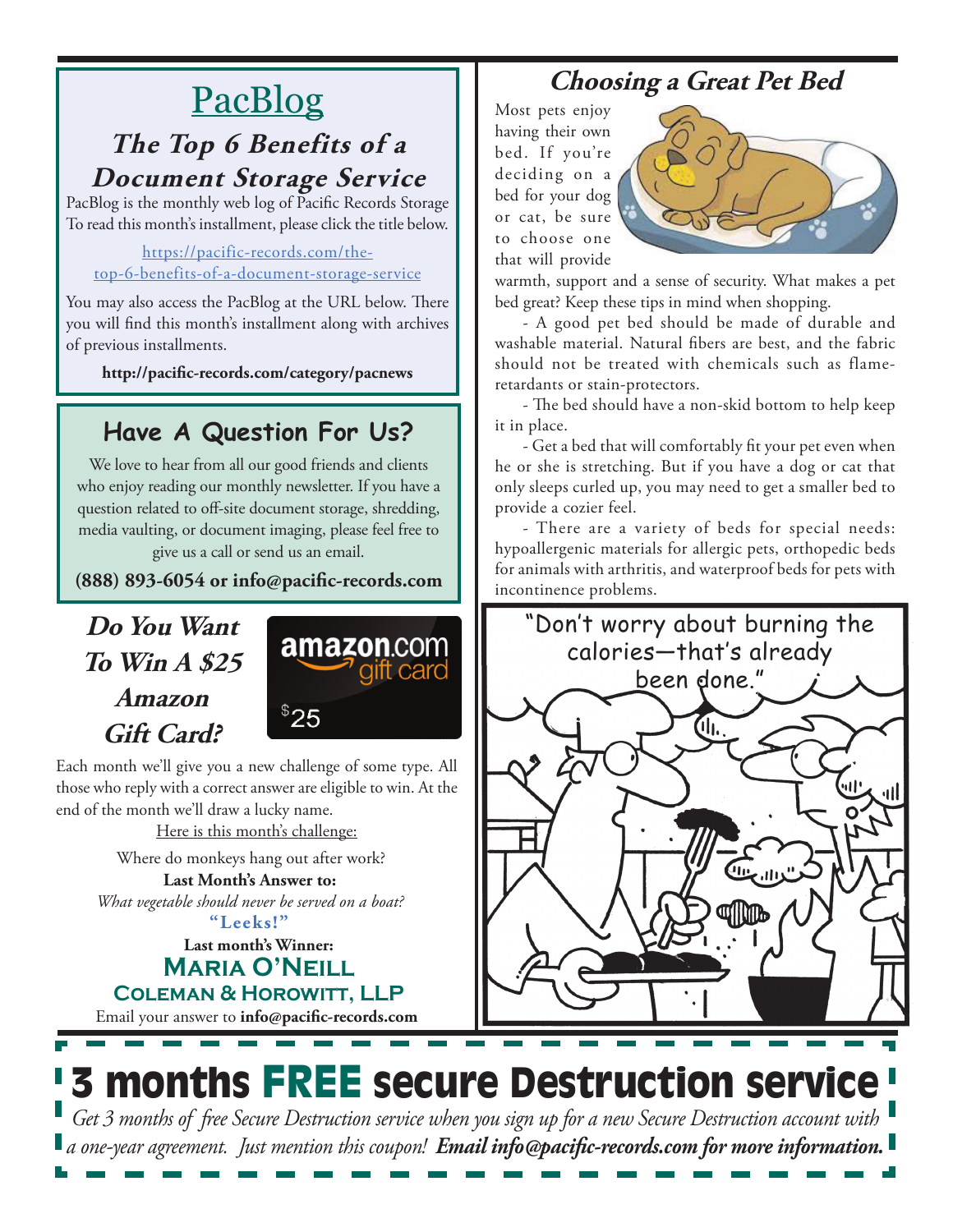## PacBlog

### The Top 6 Benefits of a Document Storage Service

PacBlog is the monthly web log of Pacific Records Storage To read this month's installment, please click the title below.

https://pacific-records.com/the-top-6-benefits-of-a-document-storage-service

You may also access the PacBlog at the URL below. There you will find this month's installment along with archives of previous installments.

**http://pacific-records.com/category/pacnews**

## Have A Question For Us?

We love to hear from all our good friends and clients who enjoy reading our monthly newsletter. If you have a question related to off-site document storage, shredding, media vaulting, or document imaging, please feel free to give us a call or send us an email.

**(888) 893-6054 or info@pacific-records.com**

## Do You Want To Win A $25 Amazon Gift Card?

Each month we'll give you a new challenge of some type. All those who reply with a correct answer are eligible to win. At the end of the month we'll draw a lucky name.

Here is this month's challenge:

Where do monkeys hang out after work?

**Last Month's Answer to:**

*What vegetable should never be served on a boat?*

**"Leeks!"**

**Last month's Winner:**

**Maria O'Neill**

**Coleman & Horowitt, LLP**

Email your answer to **info@pacific-records.com**

## Choosing a Great Pet Bed

Most pets enjoy having their own bed. If you're deciding on a bed for your dog or cat, be sure to choose one that will provide warmth, support and a sense of security. What makes a pet bed great? Keep these tips in mind when shopping.

- A good pet bed should be made of durable and washable material. Natural fibers are best, and the fabric should not be treated with chemicals such as flame-retardants or stain-protectors.
- The bed should have a non-skid bottom to help keep it in place.
- Get a bed that will comfortably fit your pet even when he or she is stretching. But if you have a dog or cat that only sleeps curled up, you may need to get a smaller bed to provide a cozier feel.
- There are a variety of beds for special needs: hypoallergenic materials for allergic pets, orthopedic beds for animals with arthritis, and waterproof beds for pets with incontinence problems.

"Don't worry about burning the calories—that's already been done."

## 3 months FREE secure Destruction service

*Get 3 months of free Secure Destruction service when you sign up for a new Secure Destruction account with a one-year agreement. Just mention this coupon!* ***Email info@pacific-records.com for more information.***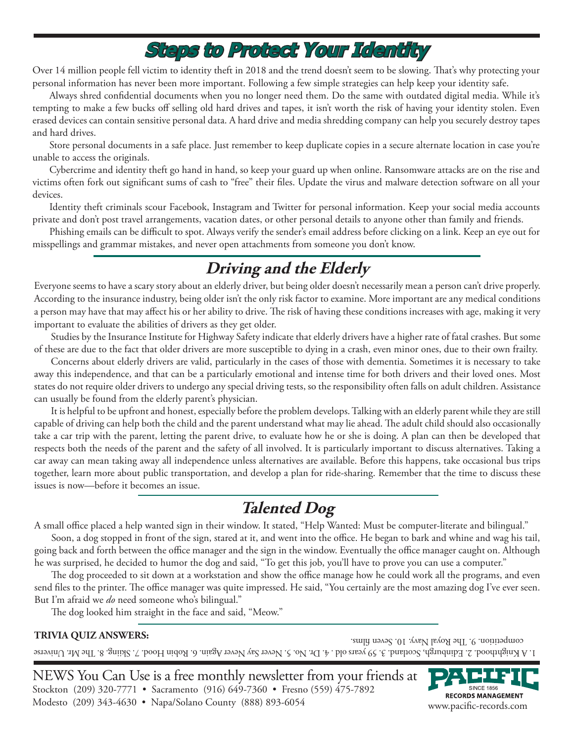## Steps to Protect Your Identity

Over 14 million people fell victim to identity theft in 2018 and the trend doesn't seem to be slowing. That's why protecting your personal information has never been more important. Following a few simple strategies can help keep your identity safe.

Always shred confidential documents when you no longer need them. Do the same with outdated digital media. While it's tempting to make a few bucks off selling old hard drives and tapes, it isn't worth the risk of having your identity stolen. Even erased devices can contain sensitive personal data. A hard drive and media shredding company can help you securely destroy tapes and hard drives.

Store personal documents in a safe place. Just remember to keep duplicate copies in a secure alternate location in case you're unable to access the originals.

Cybercrime and identity theft go hand in hand, so keep your guard up when online. Ransomware attacks are on the rise and victims often fork out significant sums of cash to "free" their files. Update the virus and malware detection software on all your devices.

Identity theft criminals scour Facebook, Instagram and Twitter for personal information. Keep your social media accounts private and don't post travel arrangements, vacation dates, or other personal details to anyone other than family and friends.

Phishing emails can be difficult to spot. Always verify the sender's email address before clicking on a link. Keep an eye out for misspellings and grammar mistakes, and never open attachments from someone you don't know.

## *Driving and the Elderly*

Everyone seems to have a scary story about an elderly driver, but being older doesn't necessarily mean a person can't drive properly. According to the insurance industry, being older isn't the only risk factor to examine. More important are any medical conditions a person may have that may affect his or her ability to drive. The risk of having these conditions increases with age, making it very important to evaluate the abilities of drivers as they get older.

Studies by the Insurance Institute for Highway Safety indicate that elderly drivers have a higher rate of fatal crashes. But some of these are due to the fact that older drivers are more susceptible to dying in a crash, even minor ones, due to their own frailty.

Concerns about elderly drivers are valid, particularly in the cases of those with dementia. Sometimes it is necessary to take away this independence, and that can be a particularly emotional and intense time for both drivers and their loved ones. Most states do not require older drivers to undergo any special driving tests, so the responsibility often falls on adult children. Assistance can usually be found from the elderly parent's physician.

It is helpful to be upfront and honest, especially before the problem develops. Talking with an elderly parent while they are still capable of driving can help both the child and the parent understand what may lie ahead. The adult child should also occasionally take a car trip with the parent, letting the parent drive, to evaluate how he or she is doing. A plan can then be developed that respects both the needs of the parent and the safety of all involved. It is particularly important to discuss alternatives. Taking a car away can mean taking away all independence unless alternatives are available. Before this happens, take occasional bus trips together, learn more about public transportation, and develop a plan for ride-sharing. Remember that the time to discuss these issues is now—before it becomes an issue.

## *Talented Dog*

A small office placed a help wanted sign in their window. It stated, "Help Wanted: Must be computer-literate and bilingual."

Soon, a dog stopped in front of the sign, stared at it, and went into the office. He began to bark and whine and wag his tail, going back and forth between the office manager and the sign in the window. Eventually the office manager caught on. Although he was surprised, he decided to humor the dog and said, "To get this job, you'll have to prove you can use a computer."

The dog proceeded to sit down at a workstation and show the office manage how he could work all the programs, and even send files to the printer. The office manager was quite impressed. He said, "You certainly are the most amazing dog I've ever seen. But I'm afraid we *do* need someone who's bilingual."

The dog looked him straight in the face and said, "Meow."

**TRIVIA QUIZ ANSWERS:**

1. A Knighthood. 2. Edinburgh, Scotland. 3. 59 years old . 4. Dr. No. 5. Never Say Never Again. 6. Robin Hood. 7. Skiing. 8. The Mr. Universe competition. 9. The Royal Navy. 10. Seven films.

NEWS You Can Use is a free monthly newsletter from your friends at

Stockton (209) 320-7771 • Sacramento (916) 649-7360 • Fresno (559) 475-7892
Modesto (209) 343-4630 • Napa/Solano County (888) 893-6054

PACIFIC SINCE 1856 RECORDS MANAGEMENT
www.pacific-records.com